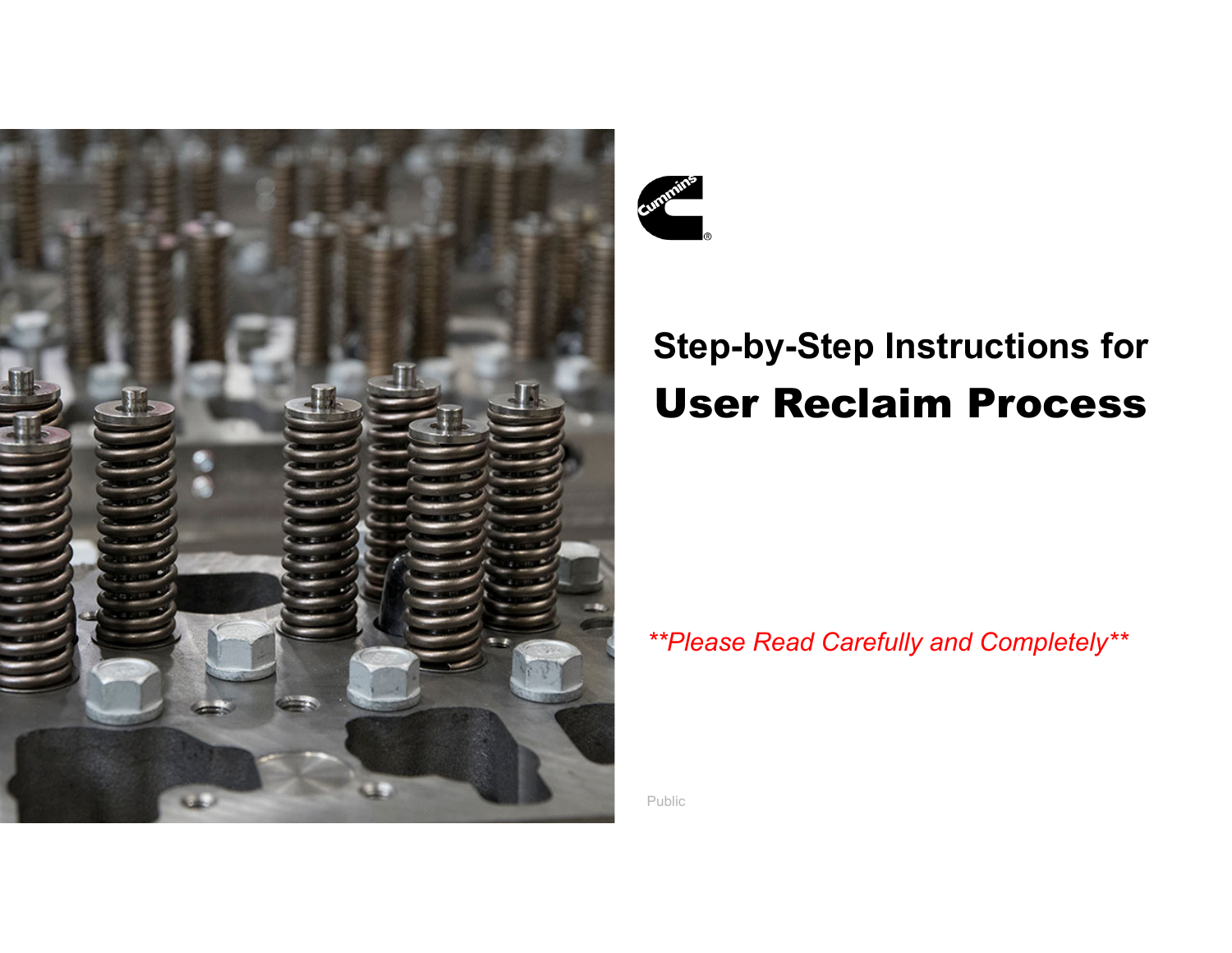Cummins®

# Step-by-Step Instructions for User Reclaim Process

***Please Read Carefully and Completely***

Public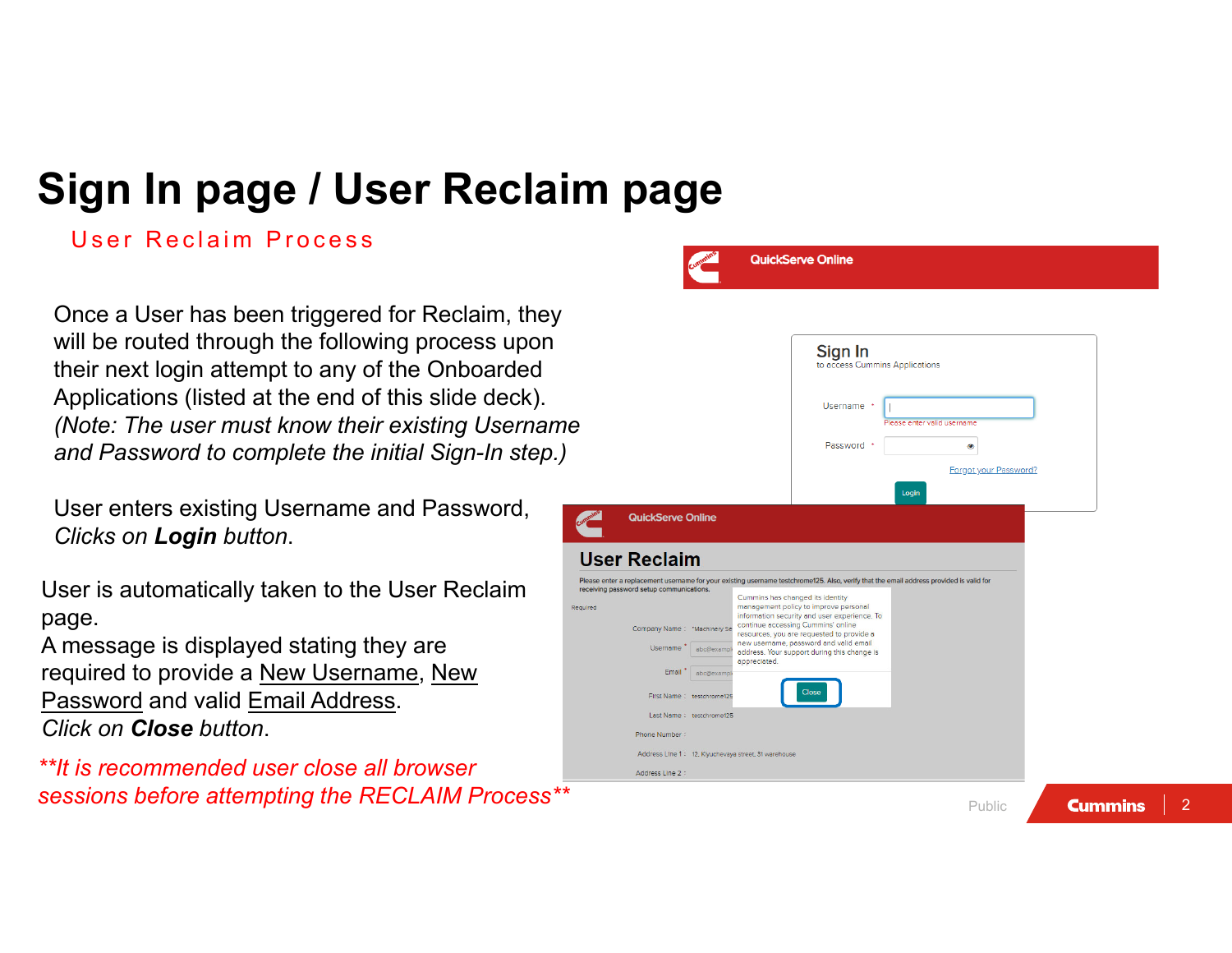# Sign In page / User Reclaim page

## User Reclaim Process

Once a User has been triggered for Reclaim, they will be routed through the following process upon their next login attempt to any of the Onboarded Applications (listed at the end of this slide deck). *(Note: The user must know their existing Username and Password to complete the initial Sign-In step.)*

User enters existing Username and Password, *Clicks on* ***Login*** *button*.

User is automatically taken to the User Reclaim page.
A message is displayed stating they are required to provide a New Username, New Password and valid Email Address.
*Click on* ***Close*** *button*.

***It is recommended user close all browser sessions before attempting the RECLAIM Process***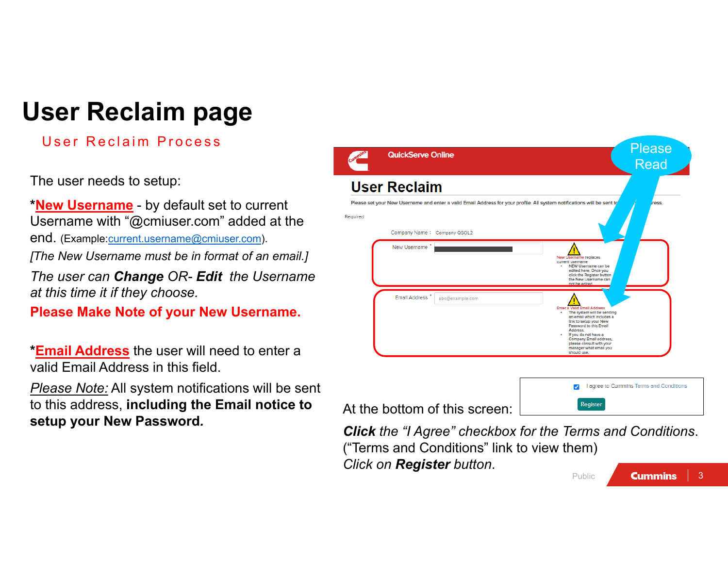# User Reclaim page

## User Reclaim Process

The user needs to setup:

***New Username** - by default set to current Username with "@cmiuser.com" added at the end. (Example:current.username@cmiuser.com).

*[The New Username must be in format of an email.]*

*The user can **Change** OR- **Edit** the Username at this time it if they choose.*

**Please Make Note of your New Username.**

***Email Address** the user will need to enter a valid Email Address in this field.

*Please Note:* All system notifications will be sent to this address, **including the Email notice to setup your New Password*.***

Please Read

QuickServe Online

User Reclaim

Please set your New Username and enter a valid Email Address for your profile. All system notifications will be sent to ... ress.

Required

Company Name : Company QSOL2

New Username *

New Username replaces current username
- NEW Username can be edited here. Once you click the Register button the New Username can not be edited.

Email Address * abc@example.com

Enter a Valid Email Address
- The system will be sending an email which includes a link to setup your New Password to this Email Address.
- If you do not have a Company Email address, please consult with your manager what email you should use.

At the bottom of this screen:

I agree to Cummins Terms and Conditions

Register

***Click** the "I Agree" checkbox for the Terms and Conditions.*
("Terms and Conditions" link to view them)
*Click on **Register** button.*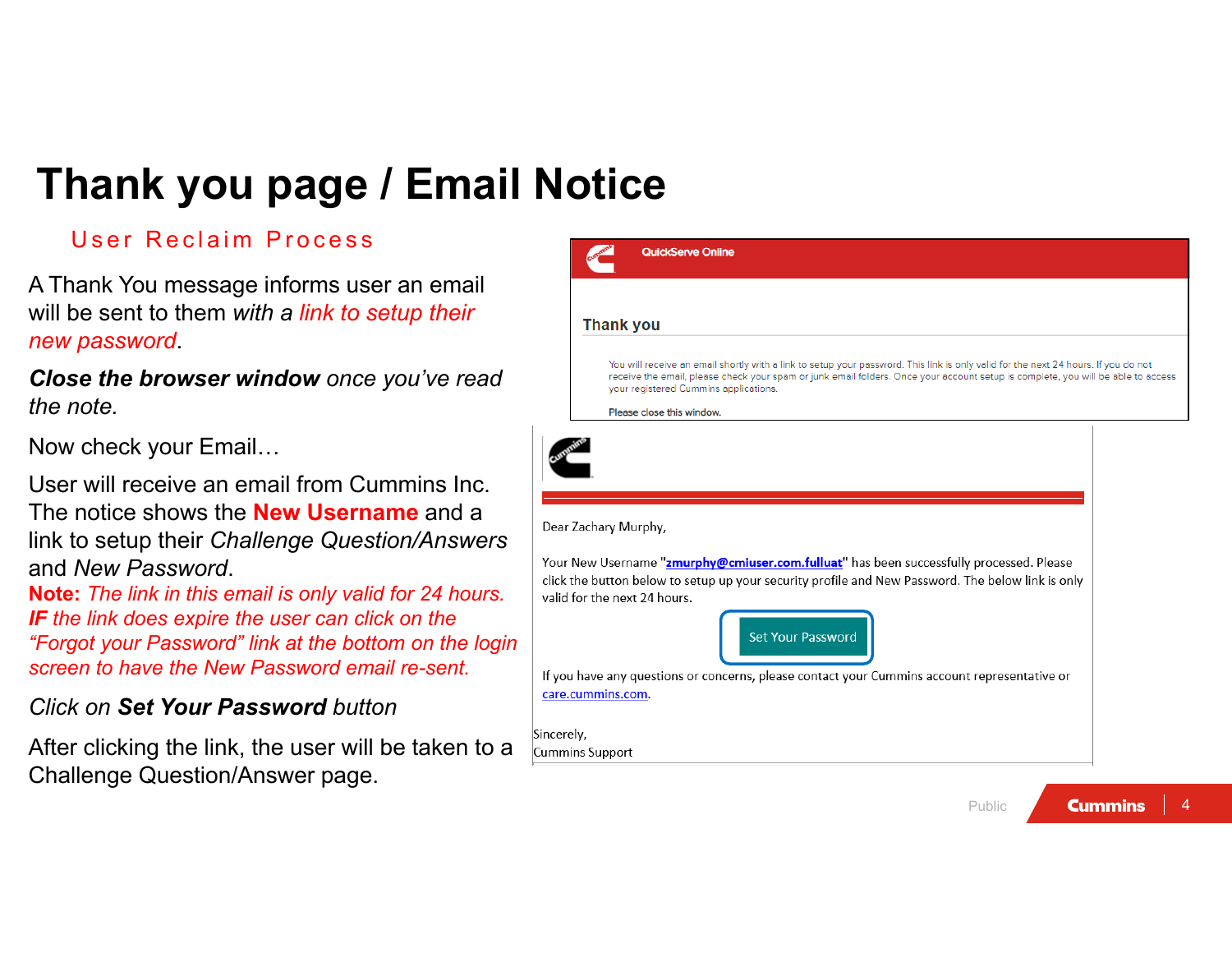# Thank you page / Email Notice

## User Reclaim Process

A Thank You message informs user an email will be sent to them *with a link to setup their new password*.

***Close the browser window*** *once you've read the note.*

Now check your Email…

User will receive an email from Cummins Inc. The notice shows the **New Username** and a link to setup their *Challenge Question/Answers* and *New Password*.

***Note:*** *The link in this email is only valid for 24 hours.* ***IF*** *the link does expire the user can click on the "Forgot your Password" link at the bottom on the login screen to have the New Password email re-sent.*

*Click on* ***Set Your Password*** *button*

After clicking the link, the user will be taken to a Challenge Question/Answer page.

QuickServe Online

**Thank you**

You will receive an email shortly with a link to setup your password. This link is only valid for the next 24 hours. If you do not receive the email, please check your spam or junk email folders. Once your account setup is complete, you will be able to access your registered Cummins applications.

Please close this window.

Dear Zachary Murphy,

Your New Username "**zmurphy@cmiuser.com.fulluat**" has been successfully processed. Please click the button below to setup up your security profile and New Password. The below link is only valid for the next 24 hours.

Set Your Password

If you have any questions or concerns, please contact your Cummins account representative or care.cummins.com.

Sincerely,
Cummins Support

Public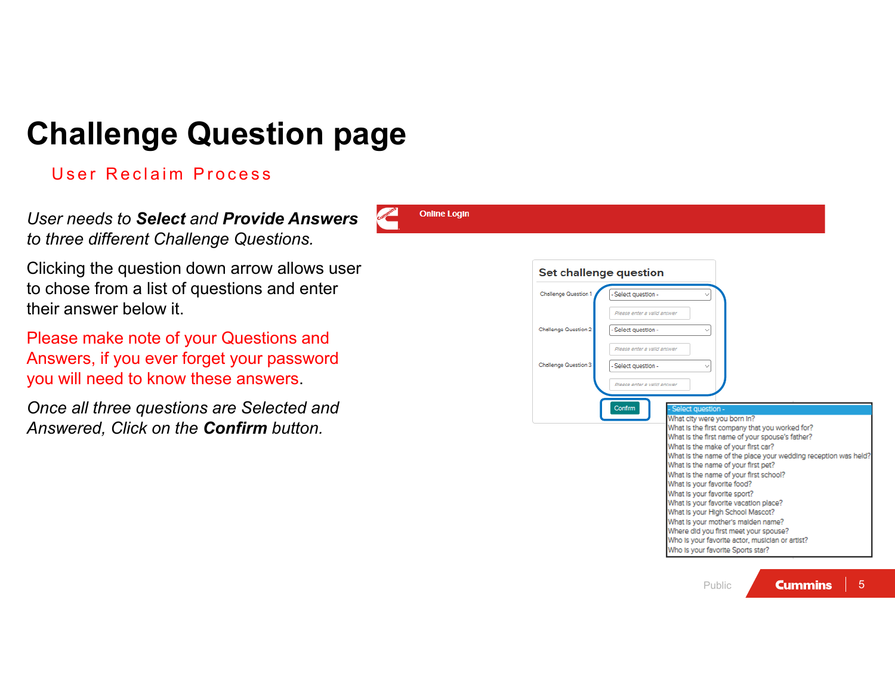# Challenge Question page

## User Reclaim Process

*User needs to **Select** and **Provide Answers** to three different Challenge Questions.*

Clicking the question down arrow allows user to chose from a list of questions and enter their answer below it.

Please make note of your Questions and Answers, if you ever forget your password you will need to know these answers.

*Once all three questions are Selected and Answered, Click on the **Confirm** button.*

Online Login

Set challenge question

Challenge Question 1 - Select question -

Please enter a valid answer

Challenge Question 2 - Select question -

Please enter a valid answer

Challenge Question 3 - Select question -

Please enter a valid answer

Confirm

- Select question -
- What city were you born in?
- What is the first company that you worked for?
- What is the first name of your spouse's father?
- What is the make of your first car?
- What is the name of the place your wedding reception was held?
- What is the name of your first pet?
- What is the name of your first school?
- What is your favorite food?
- What is your favorite sport?
- What is your favorite vacation place?
- What is your High School Mascot?
- What is your mother's maiden name?
- Where did you first meet your spouse?
- Who is your favorite actor, musician or artist?
- Who is your favorite Sports star?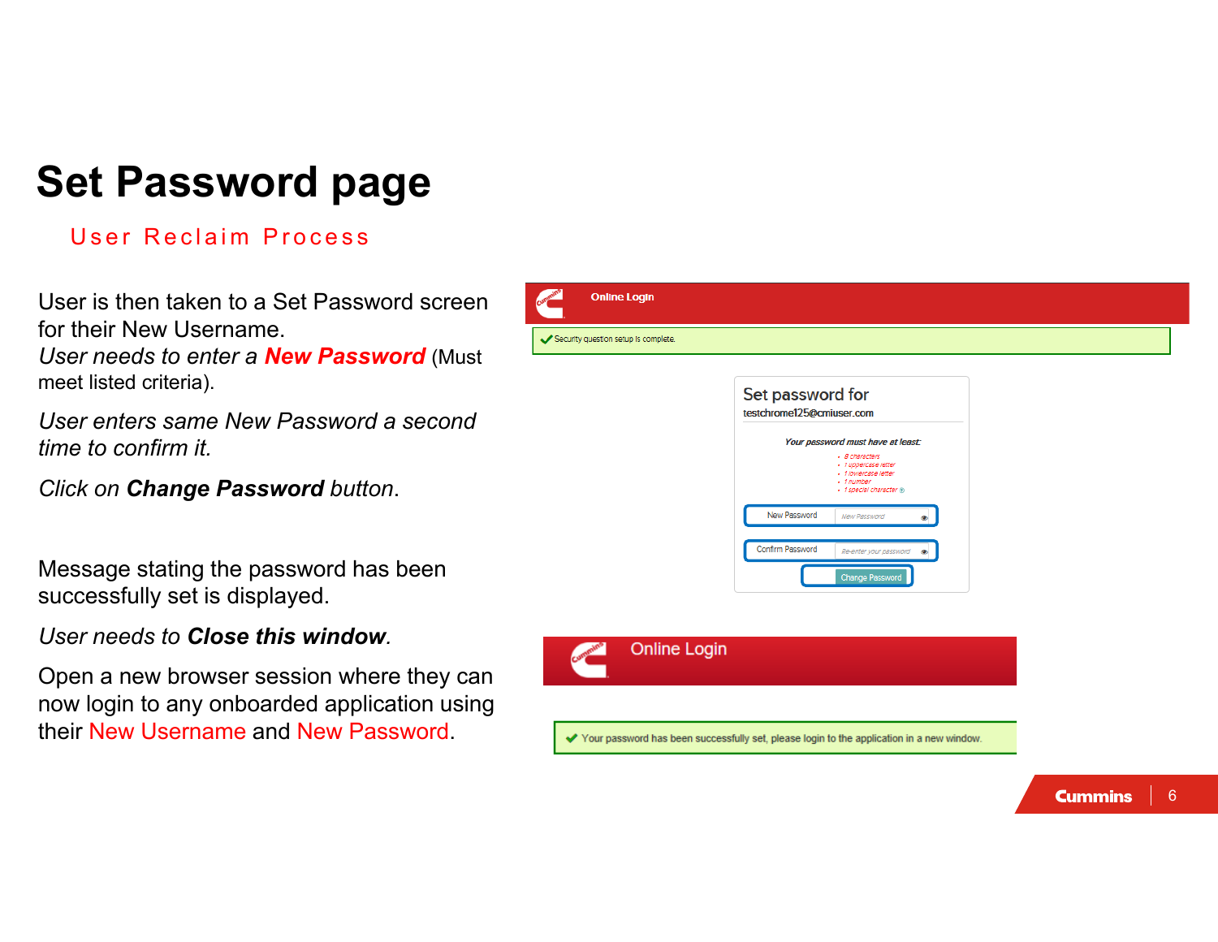# Set Password page

## User Reclaim Process

User is then taken to a Set Password screen for their New Username.
*User needs to enter a **New Password*** (Must meet listed criteria).

*User enters same New Password a second time to confirm it.*

*Click on **Change Password** button.*

Message stating the password has been successfully set is displayed.

*User needs to **Close this window**.*

Open a new browser session where they can now login to any onboarded application using their New Username and New Password.

Online Login

Security question setup is complete.

Set password for
testchrome125@cmiuser.com

Your password must have at least:

- 8 characters
- 1 uppercase letter
- 1 lowercase letter
- 1 number
- 1 special character

New Password

Confirm Password

Change Password

Online Login

Your password has been successfully set, please login to the application in a new window.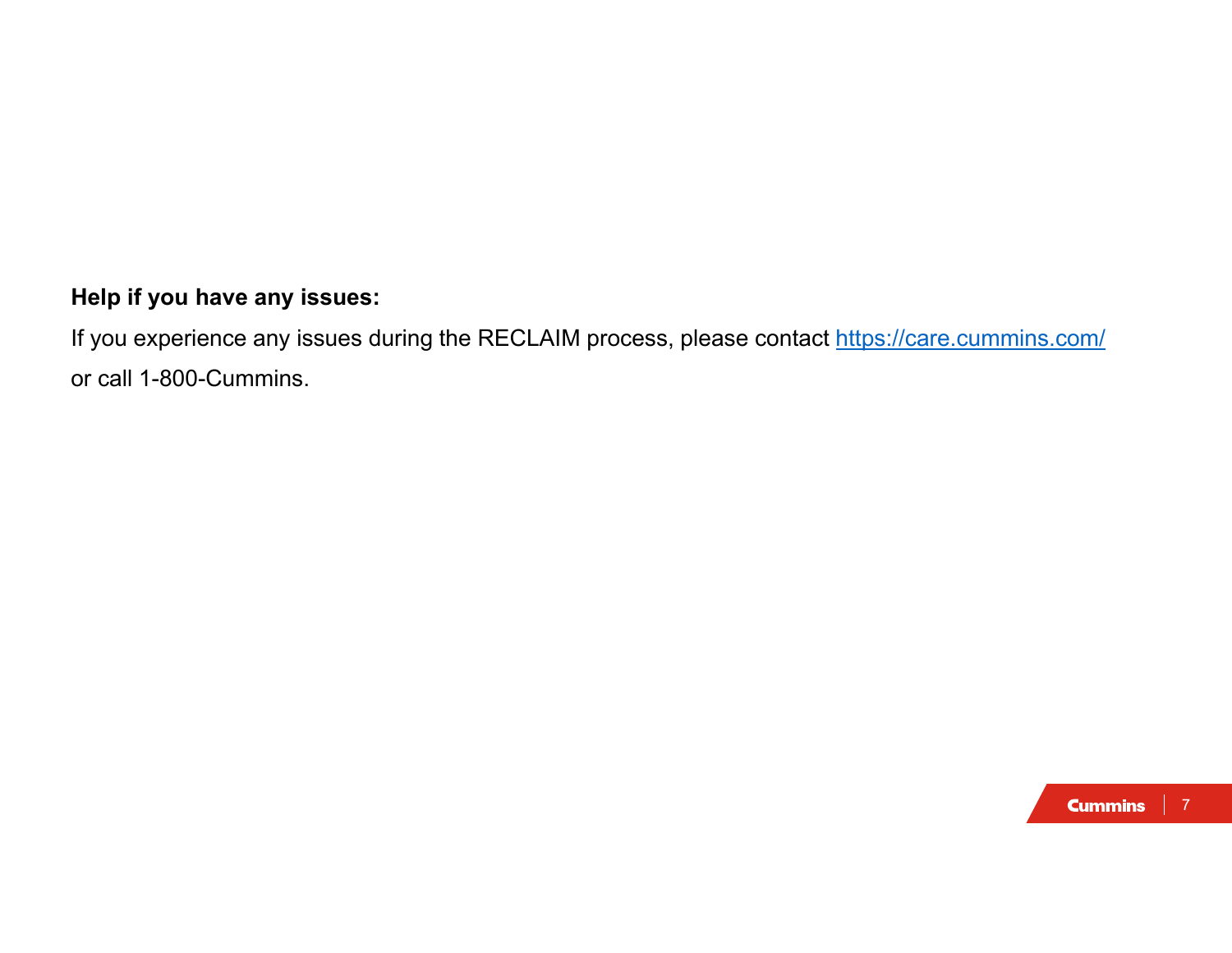**Help if you have any issues:**

If you experience any issues during the RECLAIM process, please contact [https://care.cummins.com/](https://care.cummins.com/) or call 1-800-Cummins.